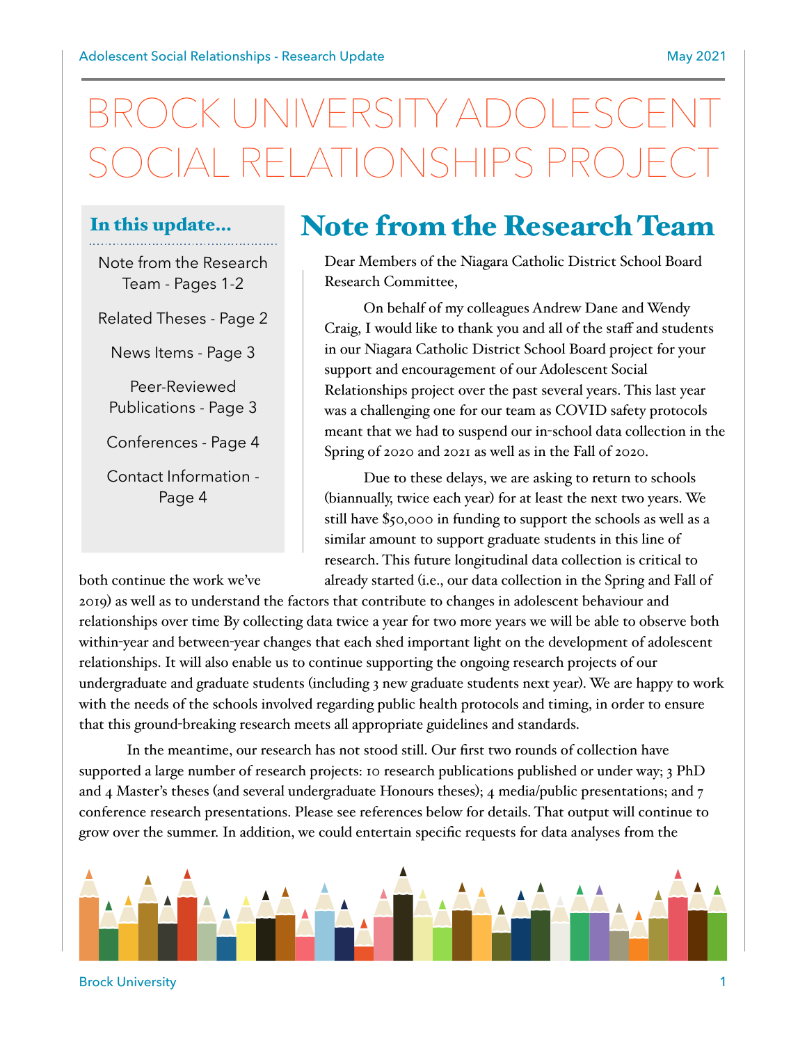# BROCK UNIVERSITY ADOLESCENT SOCIAL RELATIONSHIPS PROJECT

### In this update...

- Note from the Research Team - Pages 1-2
- Related Theses - Page 2
- News Items - Page 3
- Peer-Reviewed Publications - Page 3
- Conferences - Page 4
- Contact Information - Page 4

## Note from the Research Team

Dear Members of the Niagara Catholic District School Board Research Committee,

On behalf of my colleagues Andrew Dane and Wendy Craig, I would like to thank you and all of the staff and students in our Niagara Catholic District School Board project for your support and encouragement of our Adolescent Social Relationships project over the past several years. This last year was a challenging one for our team as COVID safety protocols meant that we had to suspend our in-school data collection in the Spring of 2020 and 2021 as well as in the Fall of 2020.

Due to these delays, we are asking to return to schools (biannually, twice each year) for at least the next two years. We still have $50,000 in funding to support the schools as well as a similar amount to support graduate students in this line of research. This future longitudinal data collection is critical to both continue the work we've already started (i.e., our data collection in the Spring and Fall of 2019) as well as to understand the factors that contribute to changes in adolescent behaviour and relationships over time By collecting data twice a year for two more years we will be able to observe both within-year and between-year changes that each shed important light on the development of adolescent relationships. It will also enable us to continue supporting the ongoing research projects of our undergraduate and graduate students (including 3 new graduate students next year). We are happy to work with the needs of the schools involved regarding public health protocols and timing, in order to ensure that this ground-breaking research meets all appropriate guidelines and standards.

In the meantime, our research has not stood still. Our first two rounds of collection have supported a large number of research projects: 10 research publications published or under way; 3 PhD and 4 Master's theses (and several undergraduate Honours theses); 4 media/public presentations; and 7 conference research presentations. Please see references below for details. That output will continue to grow over the summer. In addition, we could entertain specific requests for data analyses from the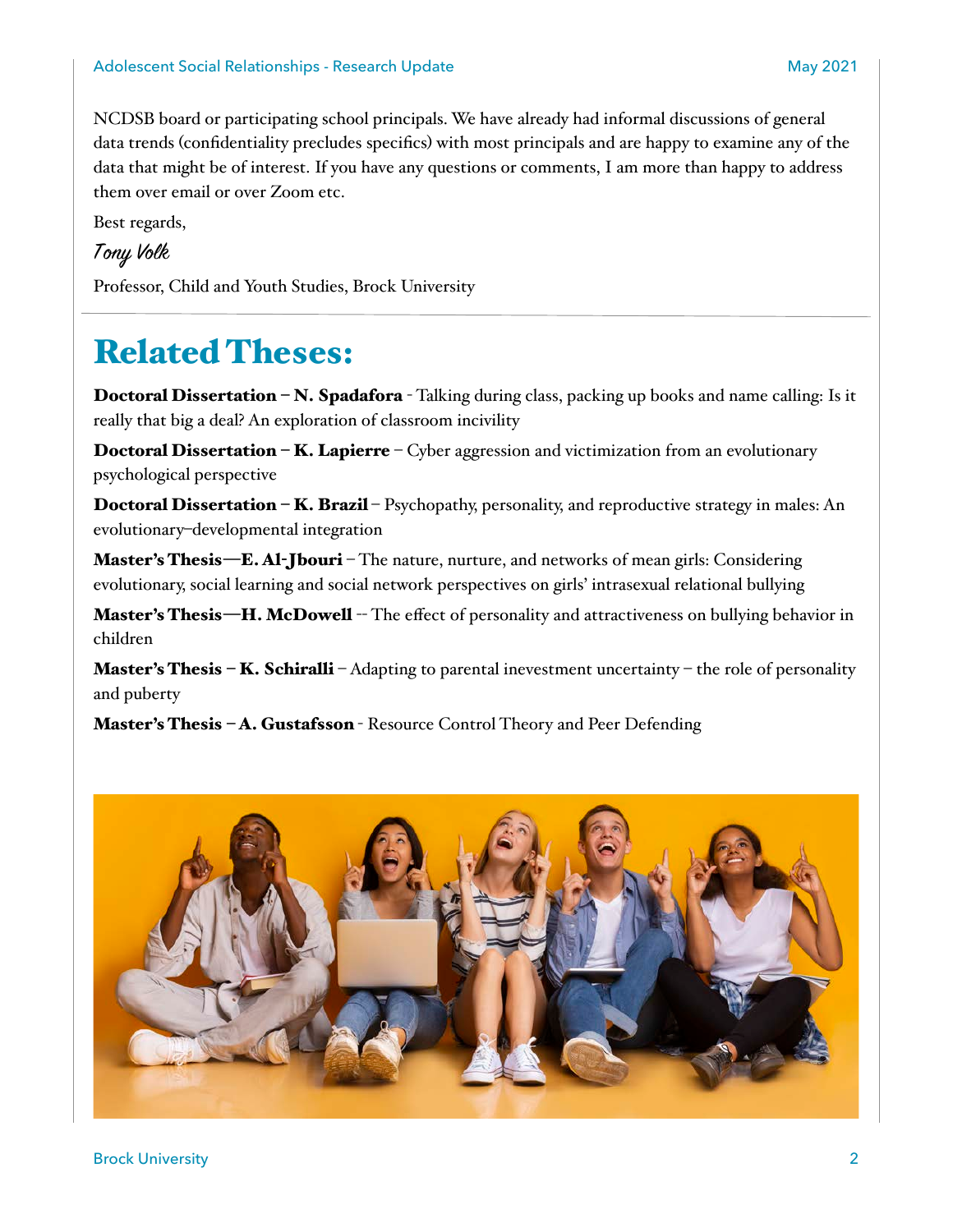NCDSB board or participating school principals. We have already had informal discussions of general data trends (confidentiality precludes specifics) with most principals and are happy to examine any of the data that might be of interest. If you have any questions or comments, I am more than happy to address them over email or over Zoom etc.

Best regards,

*Tony Volk*

Professor, Child and Youth Studies, Brock University

---

# Related Theses:

**Doctoral Dissertation – N. Spadafora** - Talking during class, packing up books and name calling: Is it really that big a deal? An exploration of classroom incivility

**Doctoral Dissertation – K. Lapierre** – Cyber aggression and victimization from an evolutionary psychological perspective

**Doctoral Dissertation – K. Brazil** – Psychopathy, personality, and reproductive strategy in males: An evolutionary–developmental integration

**Master's Thesis—E. Al-Jbouri** – The nature, nurture, and networks of mean girls: Considering evolutionary, social learning and social network perspectives on girls' intrasexual relational bullying

**Master's Thesis—H. McDowell** -- The effect of personality and attractiveness on bullying behavior in children

**Master's Thesis – K. Schiralli** – Adapting to parental inevestment uncertainty – the role of personality and puberty

**Master's Thesis – A. Gustafsson** - Resource Control Theory and Peer Defending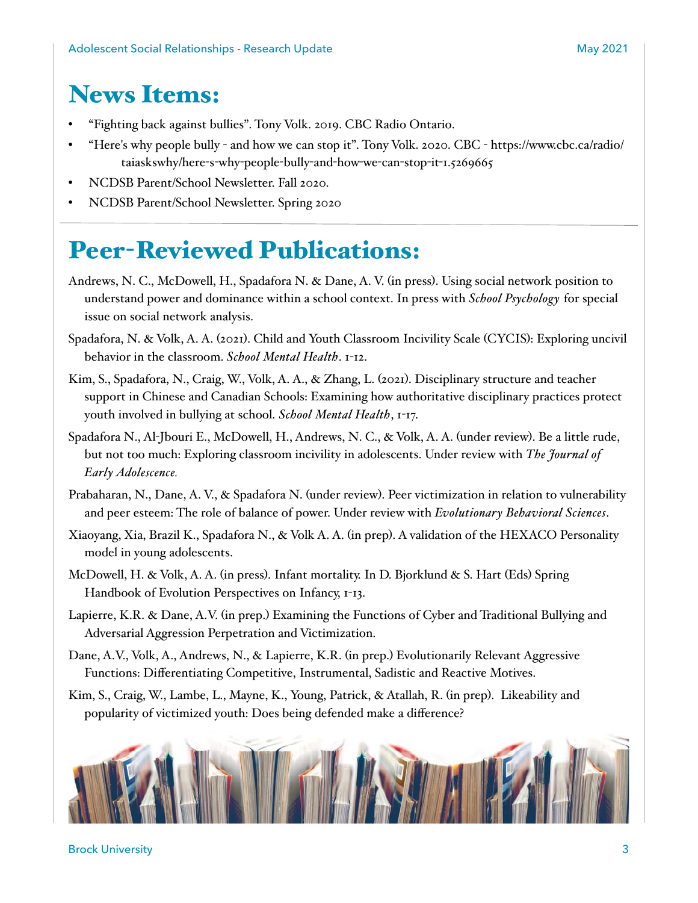# News Items:

- "Fighting back against bullies". Tony Volk. 2019. CBC Radio Ontario.
- "Here's why people bully - and how we can stop it". Tony Volk. 2020. CBC - https://www.cbc.ca/radio/taiaskswhy/here-s-why-people-bully-and-how-we-can-stop-it-1.5269665
- NCDSB Parent/School Newsletter. Fall 2020.
- NCDSB Parent/School Newsletter. Spring 2020

# Peer-Reviewed Publications:

Andrews, N. C., McDowell, H., Spadafora N. & Dane, A. V. (in press). Using social network position to understand power and dominance within a school context. In press with *School Psychology* for special issue on social network analysis.

Spadafora, N. & Volk, A. A. (2021). Child and Youth Classroom Incivility Scale (CYCIS): Exploring uncivil behavior in the classroom. *School Mental Health*. 1-12.

Kim, S., Spadafora, N., Craig, W., Volk, A. A., & Zhang, L. (2021). Disciplinary structure and teacher support in Chinese and Canadian Schools: Examining how authoritative disciplinary practices protect youth involved in bullying at school. *School Mental Health*, 1-17.

Spadafora N., Al-Jbouri E., McDowell, H., Andrews, N. C., & Volk, A. A. (under review). Be a little rude, but not too much: Exploring classroom incivility in adolescents. Under review with *The Journal of Early Adolescence.*

Prabaharan, N., Dane, A. V., & Spadafora N. (under review). Peer victimization in relation to vulnerability and peer esteem: The role of balance of power. Under review with *Evolutionary Behavioral Sciences*.

Xiaoyang, Xia, Brazil K., Spadafora N., & Volk A. A. (in prep). A validation of the HEXACO Personality model in young adolescents.

McDowell, H. & Volk, A. A. (in press). Infant mortality. In D. Bjorklund & S. Hart (Eds) Spring Handbook of Evolution Perspectives on Infancy, 1-13.

Lapierre, K.R. & Dane, A.V. (in prep.) Examining the Functions of Cyber and Traditional Bullying and Adversarial Aggression Perpetration and Victimization.

Dane, A.V., Volk, A., Andrews, N., & Lapierre, K.R. (in prep.) Evolutionarily Relevant Aggressive Functions: Differentiating Competitive, Instrumental, Sadistic and Reactive Motives.

Kim, S., Craig, W., Lambe, L., Mayne, K., Young, Patrick, & Atallah, R. (in prep). Likeability and popularity of victimized youth: Does being defended make a difference?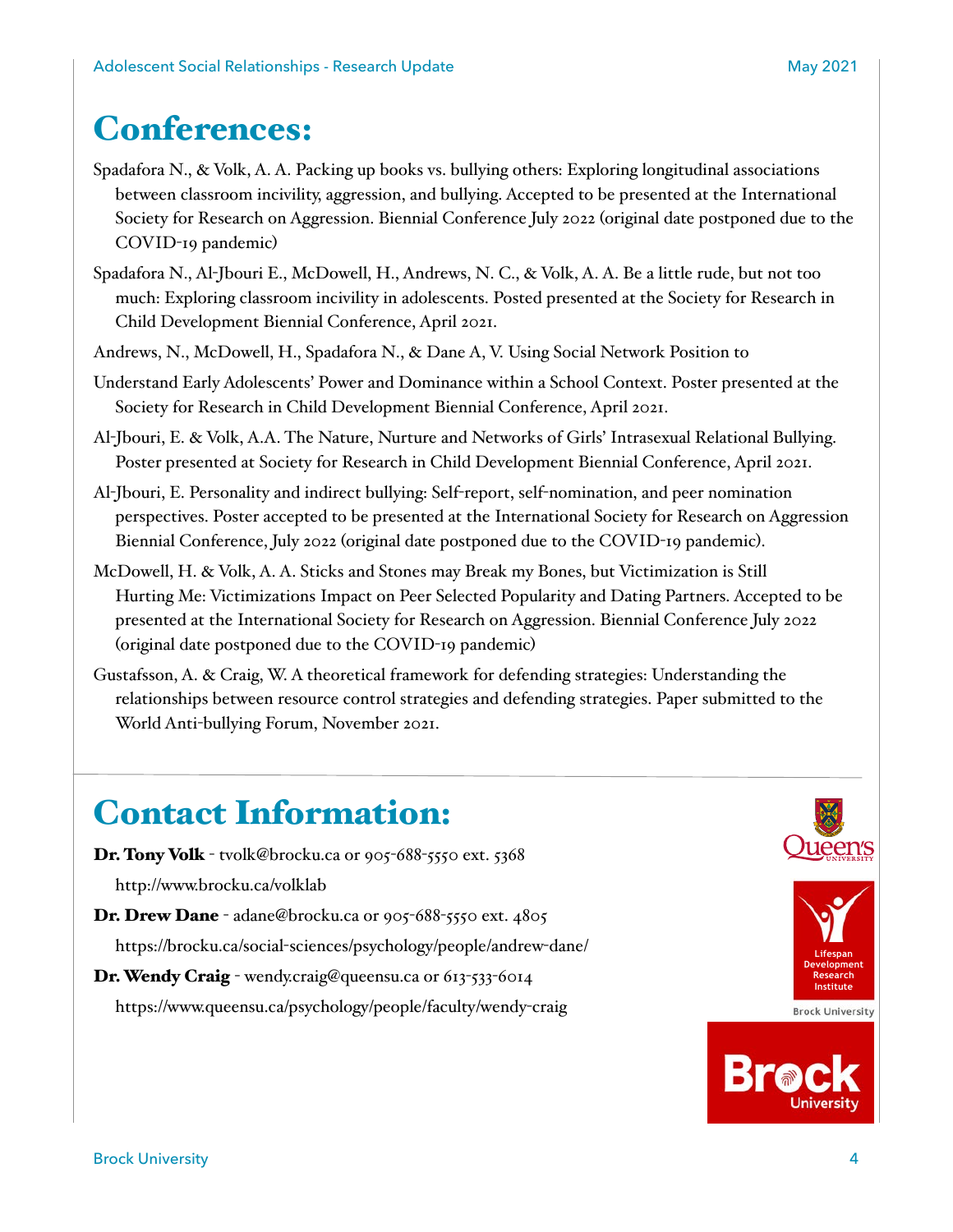# Conferences:

Spadafora N., & Volk, A. A. Packing up books vs. bullying others: Exploring longitudinal associations between classroom incivility, aggression, and bullying. Accepted to be presented at the International Society for Research on Aggression. Biennial Conference July 2022 (original date postponed due to the COVID-19 pandemic)

Spadafora N., Al-Jbouri E., McDowell, H., Andrews, N. C., & Volk, A. A. Be a little rude, but not too much: Exploring classroom incivility in adolescents. Posted presented at the Society for Research in Child Development Biennial Conference, April 2021.

Andrews, N., McDowell, H., Spadafora N., & Dane A, V. Using Social Network Position to

Understand Early Adolescents' Power and Dominance within a School Context. Poster presented at the Society for Research in Child Development Biennial Conference, April 2021.

Al-Jbouri, E. & Volk, A.A. The Nature, Nurture and Networks of Girls' Intrasexual Relational Bullying. Poster presented at Society for Research in Child Development Biennial Conference, April 2021.

Al-Jbouri, E. Personality and indirect bullying: Self-report, self-nomination, and peer nomination perspectives. Poster accepted to be presented at the International Society for Research on Aggression Biennial Conference, July 2022 (original date postponed due to the COVID-19 pandemic).

McDowell, H. & Volk, A. A. Sticks and Stones may Break my Bones, but Victimization is Still Hurting Me: Victimizations Impact on Peer Selected Popularity and Dating Partners. Accepted to be presented at the International Society for Research on Aggression. Biennial Conference July 2022 (original date postponed due to the COVID-19 pandemic)

Gustafsson, A. & Craig, W. A theoretical framework for defending strategies: Understanding the relationships between resource control strategies and defending strategies. Paper submitted to the World Anti-bullying Forum, November 2021.

# Contact Information:

**Dr. Tony Volk** - tvolk@brocku.ca or 905-688-5550 ext. 5368

http://www.brocku.ca/volklab

**Dr. Drew Dane** - adane@brocku.ca or 905-688-5550 ext. 4805

https://brocku.ca/social-sciences/psychology/people/andrew-dane/

**Dr. Wendy Craig** - wendy.craig@queensu.ca or 613-533-6014

https://www.queensu.ca/psychology/people/faculty/wendy-craig

Queen's University

Lifespan Development Research Institute

Brock University

Brock University